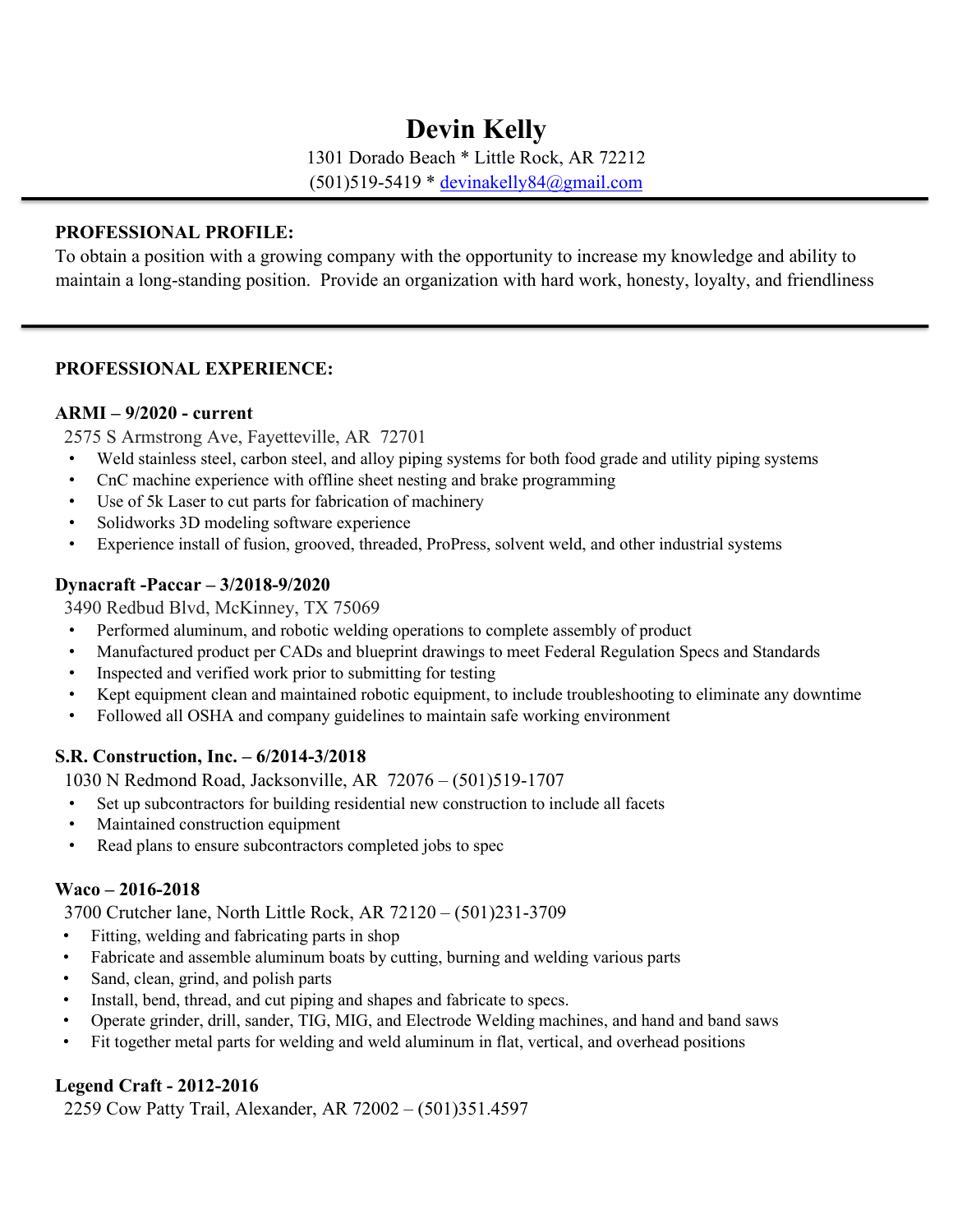# Devin Kelly

1301 Dorado Beach * Little Rock, AR 72212
(501)519-5419 * devinakelly84@gmail.com

---

**PROFESSIONAL PROFILE:**

To obtain a position with a growing company with the opportunity to increase my knowledge and ability to maintain a long-standing position. Provide an organization with hard work, honesty, loyalty, and friendliness

---

**PROFESSIONAL EXPERIENCE:**

**ARMI – 9/2020 - current**
2575 S Armstrong Ave, Fayetteville, AR 72701

- Weld stainless steel, carbon steel, and alloy piping systems for both food grade and utility piping systems
- CnC machine experience with offline sheet nesting and brake programming
- Use of 5k Laser to cut parts for fabrication of machinery
- Solidworks 3D modeling software experience
- Experience install of fusion, grooved, threaded, ProPress, solvent weld, and other industrial systems

**Dynacraft -Paccar – 3/2018-9/2020**
3490 Redbud Blvd, McKinney, TX 75069

- Performed aluminum, and robotic welding operations to complete assembly of product
- Manufactured product per CADs and blueprint drawings to meet Federal Regulation Specs and Standards
- Inspected and verified work prior to submitting for testing
- Kept equipment clean and maintained robotic equipment, to include troubleshooting to eliminate any downtime
- Followed all OSHA and company guidelines to maintain safe working environment

**S.R. Construction, Inc. – 6/2014-3/2018**
1030 N Redmond Road, Jacksonville, AR 72076 – (501)519-1707

- Set up subcontractors for building residential new construction to include all facets
- Maintained construction equipment
- Read plans to ensure subcontractors completed jobs to spec

**Waco – 2016-2018**
3700 Crutcher lane, North Little Rock, AR 72120 – (501)231-3709

- Fitting, welding and fabricating parts in shop
- Fabricate and assemble aluminum boats by cutting, burning and welding various parts
- Sand, clean, grind, and polish parts
- Install, bend, thread, and cut piping and shapes and fabricate to specs.
- Operate grinder, drill, sander, TIG, MIG, and Electrode Welding machines, and hand and band saws
- Fit together metal parts for welding and weld aluminum in flat, vertical, and overhead positions

**Legend Craft - 2012-2016**
2259 Cow Patty Trail, Alexander, AR 72002 – (501)351.4597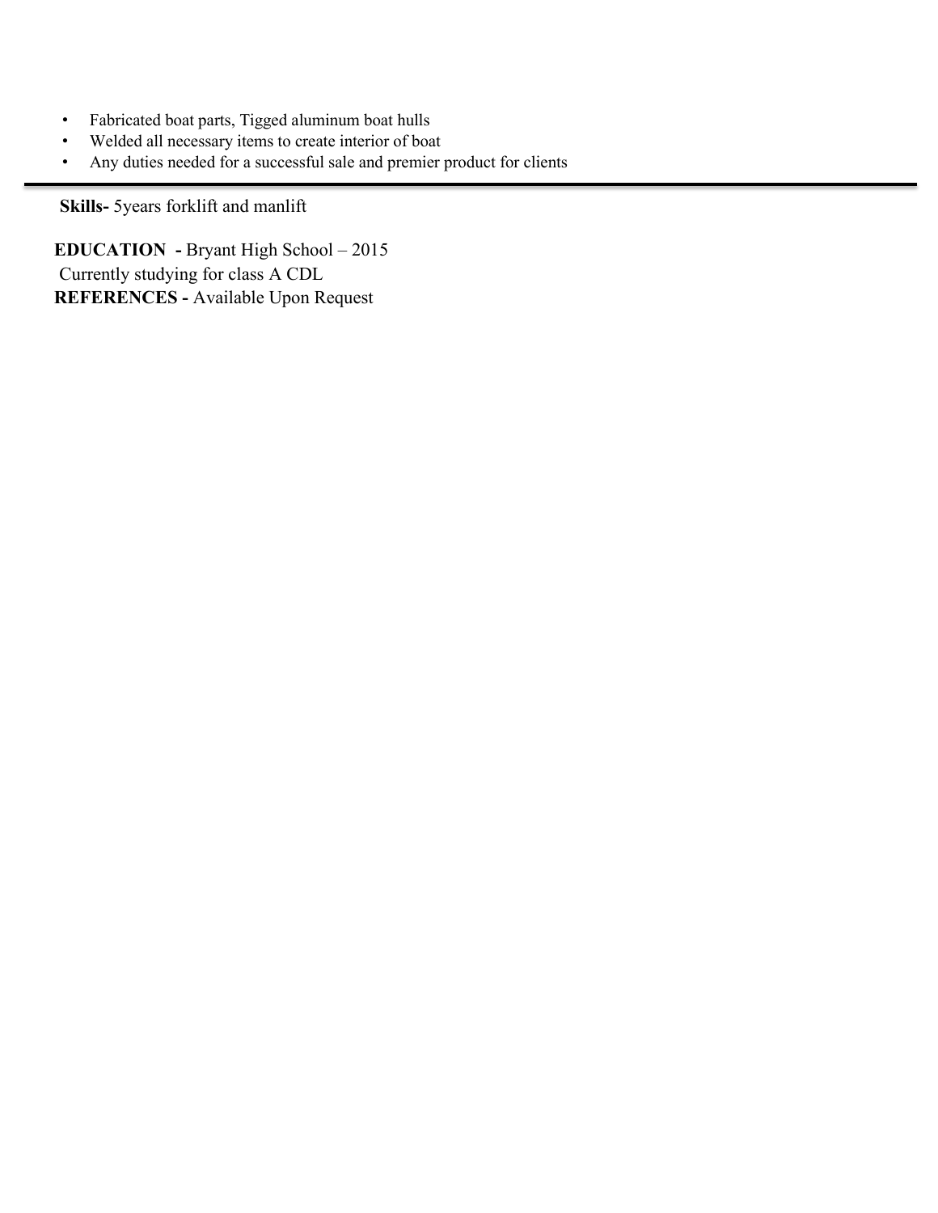- Fabricated boat parts, Tigged aluminum boat hulls
- Welded all necessary items to create interior of boat
- Any duties needed for a successful sale and premier product for clients

---

**Skills-** 5years forklift and manlift

**EDUCATION -** Bryant High School – 2015
Currently studying for class A CDL
**REFERENCES -** Available Upon Request